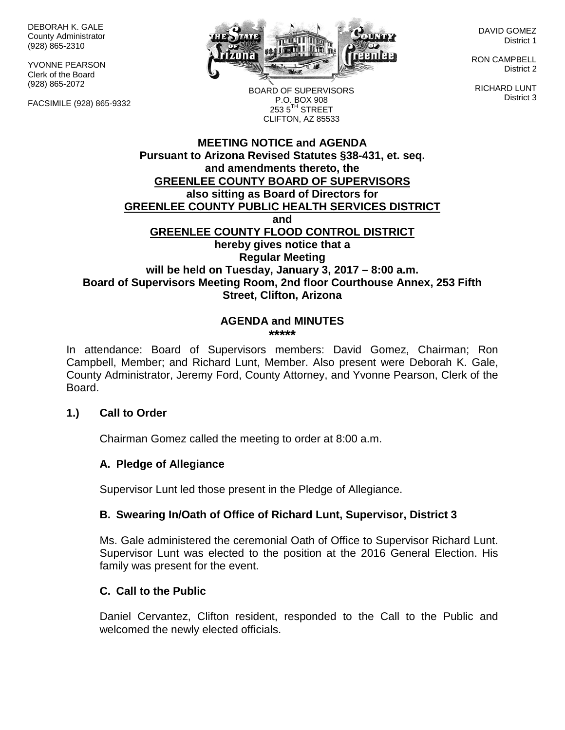DEBORAH K. GALE
County Administrator
(928) 865-2310

YVONNE PEARSON
Clerk of the Board
(928) 865-2072

FACSIMILE (928) 865-9332

BOARD OF SUPERVISORS
P.O. BOX 908
253 5TH STREET
CLIFTON, AZ 85533

DAVID GOMEZ
District 1

RON CAMPBELL
District 2

RICHARD LUNT
District 3

**MEETING NOTICE and AGENDA**
**Pursuant to Arizona Revised Statutes §38-431, et. seq.**
**and amendments thereto, the**
**GREENLEE COUNTY BOARD OF SUPERVISORS**
**also sitting as Board of Directors for**
**GREENLEE COUNTY PUBLIC HEALTH SERVICES DISTRICT**
**and**
**GREENLEE COUNTY FLOOD CONTROL DISTRICT**
**hereby gives notice that a**
**Regular Meeting**
**will be held on Tuesday, January 3, 2017 – 8:00 a.m.**
**Board of Supervisors Meeting Room, 2nd floor Courthouse Annex, 253 Fifth Street, Clifton, Arizona**

## AGENDA and MINUTES

*****

In attendance: Board of Supervisors members: David Gomez, Chairman; Ron Campbell, Member; and Richard Lunt, Member. Also present were Deborah K. Gale, County Administrator, Jeremy Ford, County Attorney, and Yvonne Pearson, Clerk of the Board.

### 1.) Call to Order

Chairman Gomez called the meeting to order at 8:00 a.m.

#### A. Pledge of Allegiance

Supervisor Lunt led those present in the Pledge of Allegiance.

#### B. Swearing In/Oath of Office of Richard Lunt, Supervisor, District 3

Ms. Gale administered the ceremonial Oath of Office to Supervisor Richard Lunt. Supervisor Lunt was elected to the position at the 2016 General Election. His family was present for the event.

#### C. Call to the Public

Daniel Cervantez, Clifton resident, responded to the Call to the Public and welcomed the newly elected officials.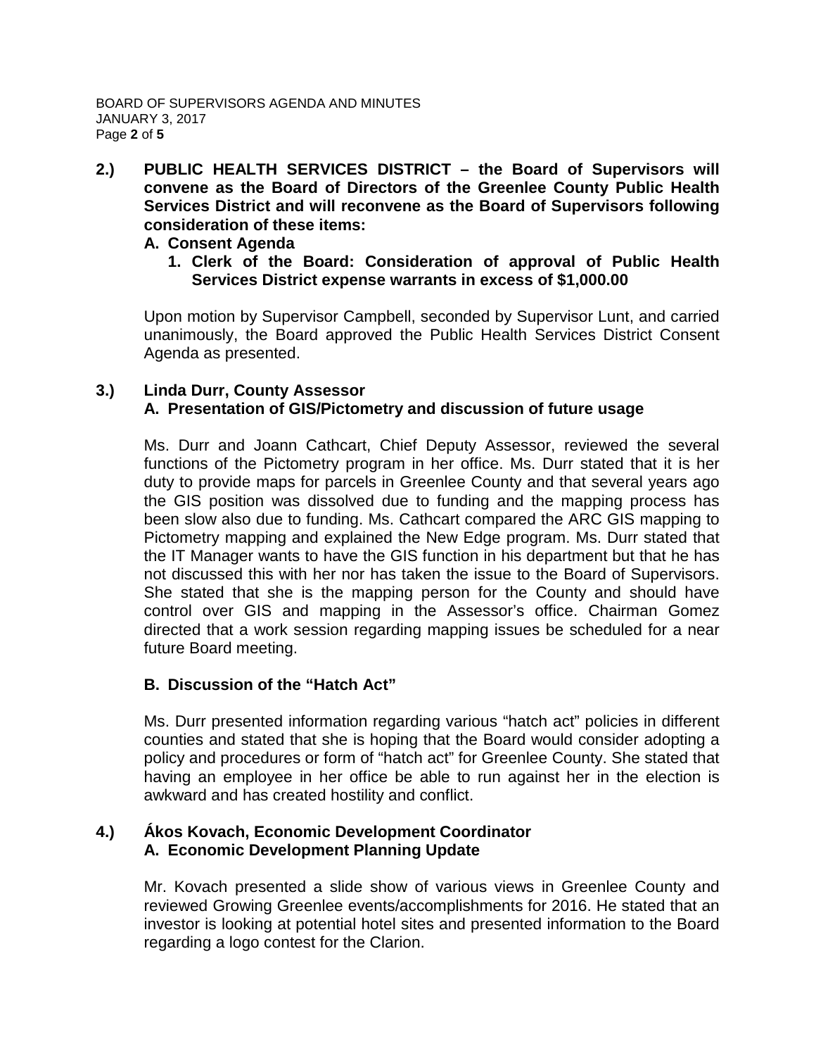**2.) PUBLIC HEALTH SERVICES DISTRICT – the Board of Supervisors will convene as the Board of Directors of the Greenlee County Public Health Services District and will reconvene as the Board of Supervisors following consideration of these items:**

**A. Consent Agenda**

**1. Clerk of the Board: Consideration of approval of Public Health Services District expense warrants in excess of $1,000.00**

Upon motion by Supervisor Campbell, seconded by Supervisor Lunt, and carried unanimously, the Board approved the Public Health Services District Consent Agenda as presented.

**3.) Linda Durr, County Assessor**

**A. Presentation of GIS/Pictometry and discussion of future usage**

Ms. Durr and Joann Cathcart, Chief Deputy Assessor, reviewed the several functions of the Pictometry program in her office. Ms. Durr stated that it is her duty to provide maps for parcels in Greenlee County and that several years ago the GIS position was dissolved due to funding and the mapping process has been slow also due to funding. Ms. Cathcart compared the ARC GIS mapping to Pictometry mapping and explained the New Edge program. Ms. Durr stated that the IT Manager wants to have the GIS function in his department but that he has not discussed this with her nor has taken the issue to the Board of Supervisors. She stated that she is the mapping person for the County and should have control over GIS and mapping in the Assessor's office. Chairman Gomez directed that a work session regarding mapping issues be scheduled for a near future Board meeting.

**B. Discussion of the "Hatch Act"**

Ms. Durr presented information regarding various "hatch act" policies in different counties and stated that she is hoping that the Board would consider adopting a policy and procedures or form of "hatch act" for Greenlee County. She stated that having an employee in her office be able to run against her in the election is awkward and has created hostility and conflict.

**4.) Ákos Kovach, Economic Development Coordinator**

**A. Economic Development Planning Update**

Mr. Kovach presented a slide show of various views in Greenlee County and reviewed Growing Greenlee events/accomplishments for 2016. He stated that an investor is looking at potential hotel sites and presented information to the Board regarding a logo contest for the Clarion.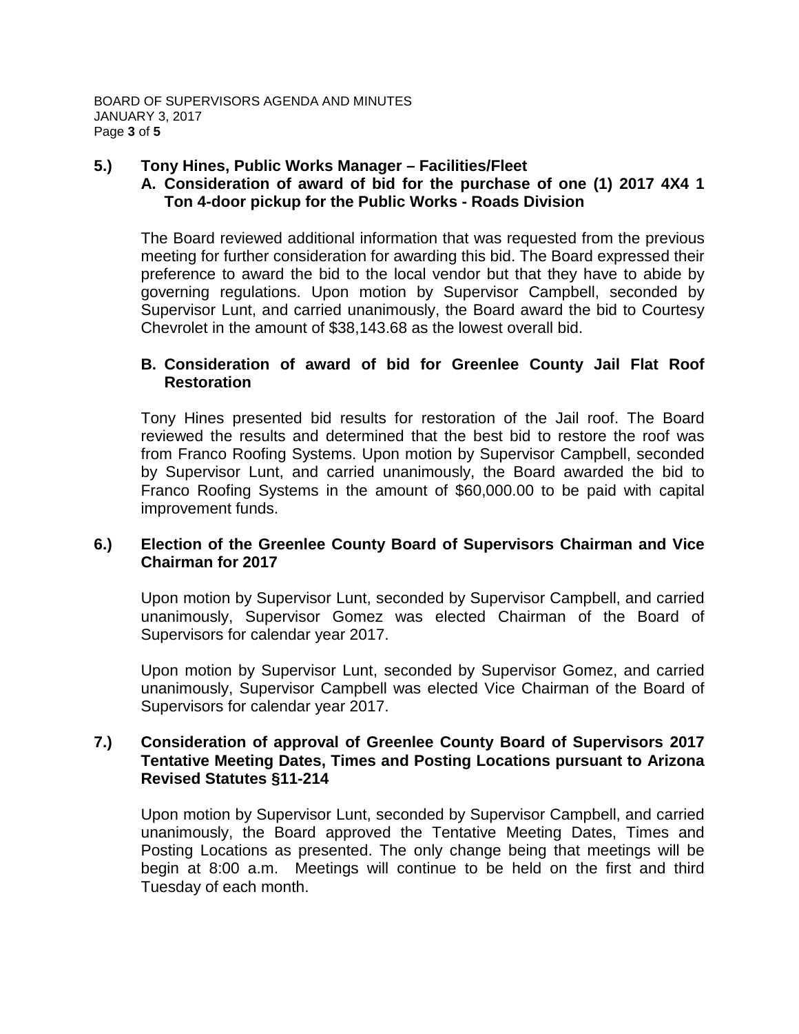## 5.) Tony Hines, Public Works Manager – Facilities/Fleet

### A. Consideration of award of bid for the purchase of one (1) 2017 4X4 1 Ton 4-door pickup for the Public Works - Roads Division

The Board reviewed additional information that was requested from the previous meeting for further consideration for awarding this bid. The Board expressed their preference to award the bid to the local vendor but that they have to abide by governing regulations. Upon motion by Supervisor Campbell, seconded by Supervisor Lunt, and carried unanimously, the Board award the bid to Courtesy Chevrolet in the amount of $38,143.68 as the lowest overall bid.

### B. Consideration of award of bid for Greenlee County Jail Flat Roof Restoration

Tony Hines presented bid results for restoration of the Jail roof. The Board reviewed the results and determined that the best bid to restore the roof was from Franco Roofing Systems. Upon motion by Supervisor Campbell, seconded by Supervisor Lunt, and carried unanimously, the Board awarded the bid to Franco Roofing Systems in the amount of $60,000.00 to be paid with capital improvement funds.

## 6.) Election of the Greenlee County Board of Supervisors Chairman and Vice Chairman for 2017

Upon motion by Supervisor Lunt, seconded by Supervisor Campbell, and carried unanimously, Supervisor Gomez was elected Chairman of the Board of Supervisors for calendar year 2017.

Upon motion by Supervisor Lunt, seconded by Supervisor Gomez, and carried unanimously, Supervisor Campbell was elected Vice Chairman of the Board of Supervisors for calendar year 2017.

## 7.) Consideration of approval of Greenlee County Board of Supervisors 2017 Tentative Meeting Dates, Times and Posting Locations pursuant to Arizona Revised Statutes §11-214

Upon motion by Supervisor Lunt, seconded by Supervisor Campbell, and carried unanimously, the Board approved the Tentative Meeting Dates, Times and Posting Locations as presented. The only change being that meetings will be begin at 8:00 a.m. Meetings will continue to be held on the first and third Tuesday of each month.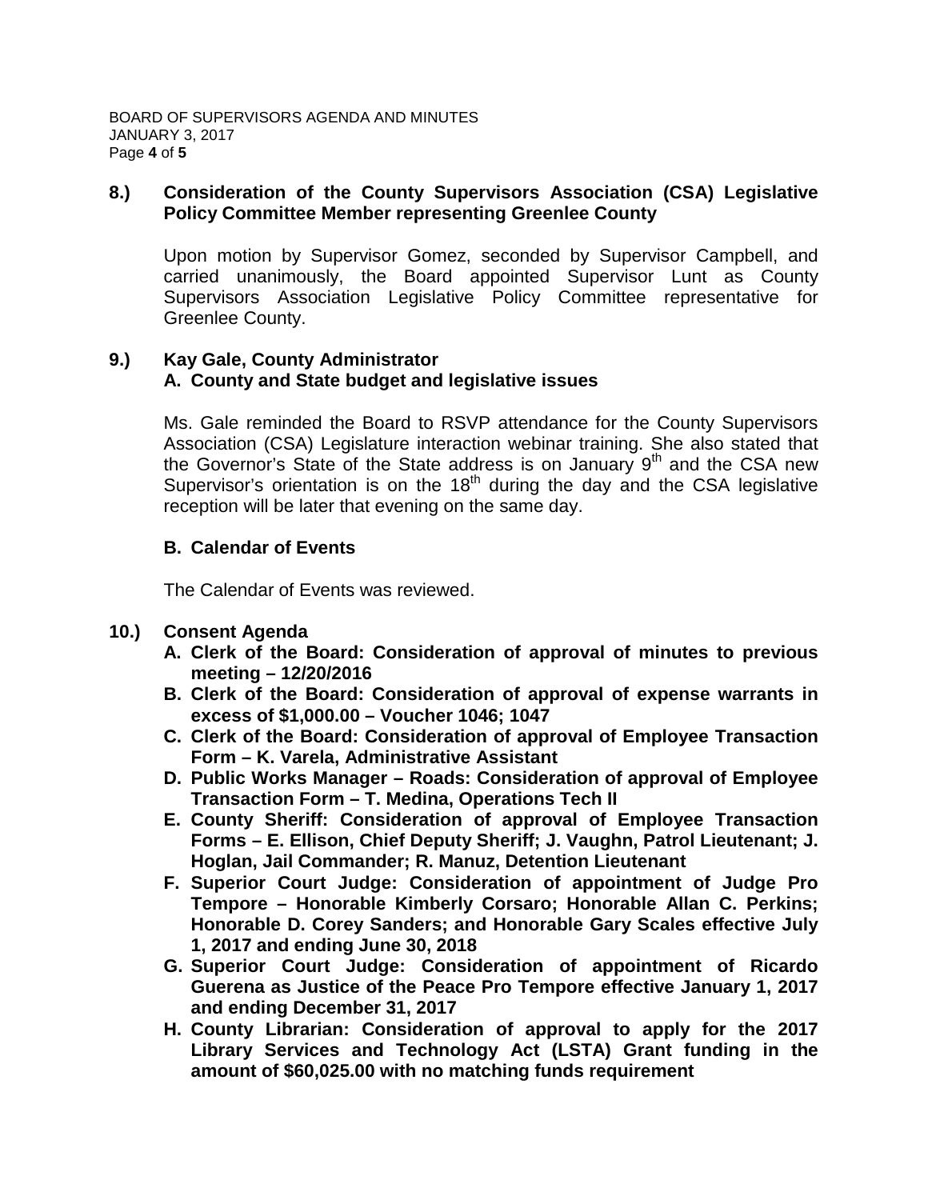**8.) Consideration of the County Supervisors Association (CSA) Legislative Policy Committee Member representing Greenlee County**

Upon motion by Supervisor Gomez, seconded by Supervisor Campbell, and carried unanimously, the Board appointed Supervisor Lunt as County Supervisors Association Legislative Policy Committee representative for Greenlee County.

**9.) Kay Gale, County Administrator**
**A. County and State budget and legislative issues**

Ms. Gale reminded the Board to RSVP attendance for the County Supervisors Association (CSA) Legislature interaction webinar training. She also stated that the Governor's State of the State address is on January 9th and the CSA new Supervisor's orientation is on the 18th during the day and the CSA legislative reception will be later that evening on the same day.

**B. Calendar of Events**

The Calendar of Events was reviewed.

**10.) Consent Agenda**

- **A. Clerk of the Board: Consideration of approval of minutes to previous meeting – 12/20/2016**
- **B. Clerk of the Board: Consideration of approval of expense warrants in excess of $1,000.00 – Voucher 1046; 1047**
- **C. Clerk of the Board: Consideration of approval of Employee Transaction Form – K. Varela, Administrative Assistant**
- **D. Public Works Manager – Roads: Consideration of approval of Employee Transaction Form – T. Medina, Operations Tech II**
- **E. County Sheriff: Consideration of approval of Employee Transaction Forms – E. Ellison, Chief Deputy Sheriff; J. Vaughn, Patrol Lieutenant; J. Hoglan, Jail Commander; R. Manuz, Detention Lieutenant**
- **F. Superior Court Judge: Consideration of appointment of Judge Pro Tempore – Honorable Kimberly Corsaro; Honorable Allan C. Perkins; Honorable D. Corey Sanders; and Honorable Gary Scales effective July 1, 2017 and ending June 30, 2018**
- **G. Superior Court Judge: Consideration of appointment of Ricardo Guerena as Justice of the Peace Pro Tempore effective January 1, 2017 and ending December 31, 2017**
- **H. County Librarian: Consideration of approval to apply for the 2017 Library Services and Technology Act (LSTA) Grant funding in the amount of $60,025.00 with no matching funds requirement**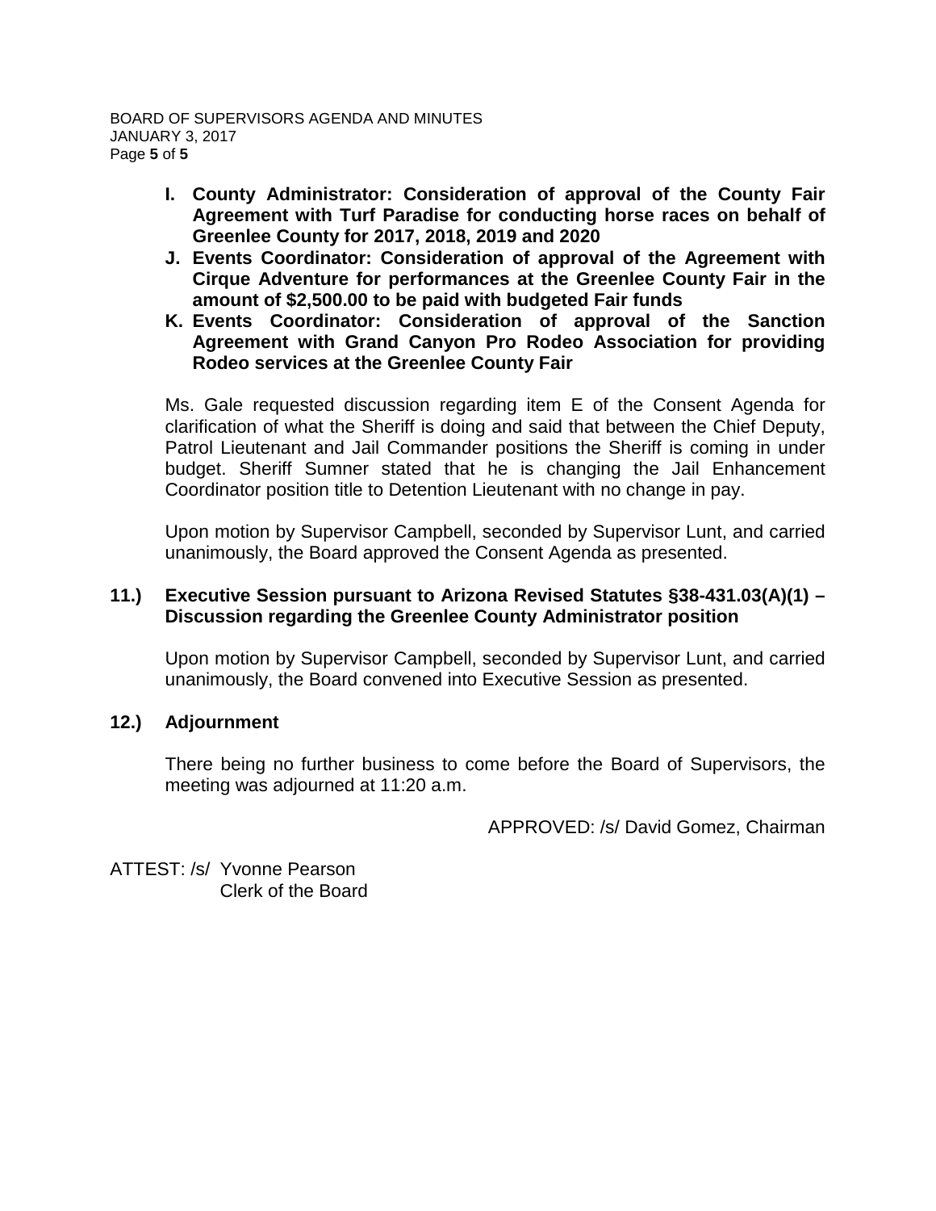I. **County Administrator: Consideration of approval of the County Fair Agreement with Turf Paradise for conducting horse races on behalf of Greenlee County for 2017, 2018, 2019 and 2020**

J. **Events Coordinator: Consideration of approval of the Agreement with Cirque Adventure for performances at the Greenlee County Fair in the amount of $2,500.00 to be paid with budgeted Fair funds**

K. **Events Coordinator: Consideration of approval of the Sanction Agreement with Grand Canyon Pro Rodeo Association for providing Rodeo services at the Greenlee County Fair**

Ms. Gale requested discussion regarding item E of the Consent Agenda for clarification of what the Sheriff is doing and said that between the Chief Deputy, Patrol Lieutenant and Jail Commander positions the Sheriff is coming in under budget. Sheriff Sumner stated that he is changing the Jail Enhancement Coordinator position title to Detention Lieutenant with no change in pay.

Upon motion by Supervisor Campbell, seconded by Supervisor Lunt, and carried unanimously, the Board approved the Consent Agenda as presented.

**11.) Executive Session pursuant to Arizona Revised Statutes §38-431.03(A)(1) – Discussion regarding the Greenlee County Administrator position**

Upon motion by Supervisor Campbell, seconded by Supervisor Lunt, and carried unanimously, the Board convened into Executive Session as presented.

**12.) Adjournment**

There being no further business to come before the Board of Supervisors, the meeting was adjourned at 11:20 a.m.

APPROVED: /s/ David Gomez, Chairman

ATTEST: /s/ Yvonne Pearson
Clerk of the Board